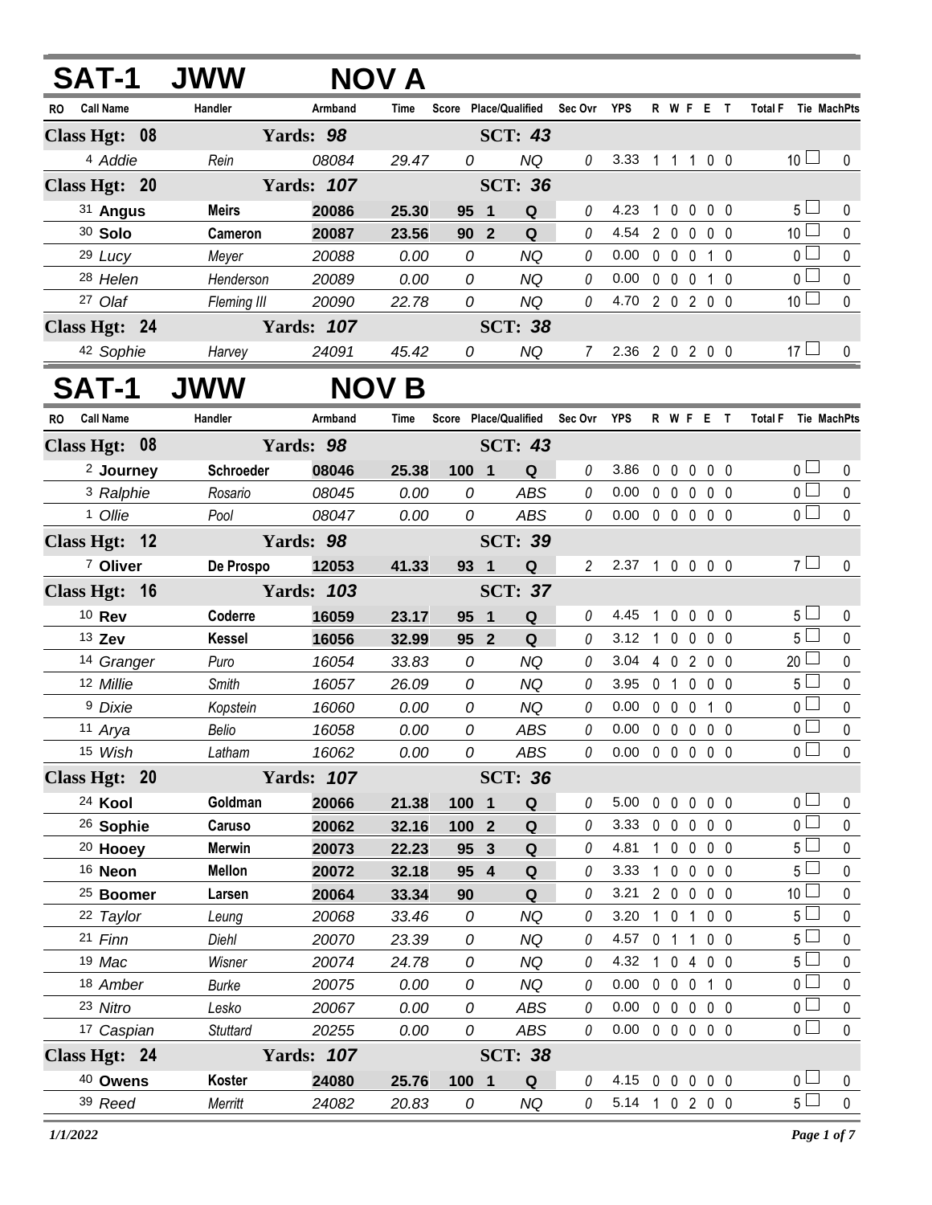# SAT-1 JWW NOV A

| RO | Call Name | Handler | Armband | Time | Score | Place/Qualified | | Sec Ovr | YPS | R | W | F | E | T | Total F | Tie | MachPts |
|---|---|---|---|---|---|---|---|---|---|---|---|---|---|---|---|---|---|
| **Class Hgt: 08** | | **Yards: 98** | | | | **SCT: 43** | | | | | | | | | | | |
| 4 | Addie | Rein | 08084 | 29.47 | 0 | | NQ | 0 | 3.33 | 1 | 1 | 1 | 0 | 0 | 10 | ☐ | 0 |
| **Class Hgt: 20** | | **Yards: 107** | | | | **SCT: 36** | | | | | | | | | | | |
| 31 | **Angus** | **Meirs** | **20086** | **25.30** | **95** | **1** | **Q** | 0 | 4.23 | 1 | 0 | 0 | 0 | 0 | 5 | ☐ | 0 |
| 30 | **Solo** | **Cameron** | **20087** | **23.56** | **90** | **2** | **Q** | 0 | 4.54 | 2 | 0 | 0 | 0 | 0 | 10 | ☐ | 0 |
| 29 | Lucy | Meyer | 20088 | 0.00 | 0 | | NQ | 0 | 0.00 | 0 | 0 | 0 | 1 | 0 | 0 | ☐ | 0 |
| 28 | Helen | Henderson | 20089 | 0.00 | 0 | | NQ | 0 | 0.00 | 0 | 0 | 0 | 1 | 0 | 0 | ☐ | 0 |
| 27 | Olaf | Fleming III | 20090 | 22.78 | 0 | | NQ | 0 | 4.70 | 2 | 0 | 2 | 0 | 0 | 10 | ☐ | 0 |
| **Class Hgt: 24** | | **Yards: 107** | | | | **SCT: 38** | | | | | | | | | | | |
| 42 | Sophie | Harvey | 24091 | 45.42 | 0 | | NQ | 7 | 2.36 | 2 | 0 | 2 | 0 | 0 | 17 | ☐ | 0 |

# SAT-1 JWW NOV B

| RO | Call Name | Handler | Armband | Time | Score | Place/Qualified | | Sec Ovr | YPS | R | W | F | E | T | Total F | Tie | MachPts |
|---|---|---|---|---|---|---|---|---|---|---|---|---|---|---|---|---|---|
| **Class Hgt: 08** | | **Yards: 98** | | | | **SCT: 43** | | | | | | | | | | | |
| 2 | **Journey** | **Schroeder** | **08046** | **25.38** | **100** | **1** | **Q** | 0 | 3.86 | 0 | 0 | 0 | 0 | 0 | 0 | ☐ | 0 |
| 3 | Ralphie | Rosario | 08045 | 0.00 | 0 | | ABS | 0 | 0.00 | 0 | 0 | 0 | 0 | 0 | 0 | ☐ | 0 |
| 1 | Ollie | Pool | 08047 | 0.00 | 0 | | ABS | 0 | 0.00 | 0 | 0 | 0 | 0 | 0 | 0 | ☐ | 0 |
| **Class Hgt: 12** | | **Yards: 98** | | | | **SCT: 39** | | | | | | | | | | | |
| 7 | **Oliver** | **De Prospo** | **12053** | **41.33** | **93** | **1** | **Q** | 2 | 2.37 | 1 | 0 | 0 | 0 | 0 | 7 | ☐ | 0 |
| **Class Hgt: 16** | | **Yards: 103** | | | | **SCT: 37** | | | | | | | | | | | |
| 10 | **Rev** | **Coderre** | **16059** | **23.17** | **95** | **1** | **Q** | 0 | 4.45 | 1 | 0 | 0 | 0 | 0 | 5 | ☐ | 0 |
| 13 | **Zev** | **Kessel** | **16056** | **32.99** | **95** | **2** | **Q** | 0 | 3.12 | 1 | 0 | 0 | 0 | 0 | 5 | ☐ | 0 |
| 14 | Granger | Puro | 16054 | 33.83 | 0 | | NQ | 0 | 3.04 | 4 | 0 | 2 | 0 | 0 | 20 | ☐ | 0 |
| 12 | Millie | Smith | 16057 | 26.09 | 0 | | NQ | 0 | 3.95 | 0 | 1 | 0 | 0 | 0 | 5 | ☐ | 0 |
| 9 | Dixie | Kopstein | 16060 | 0.00 | 0 | | NQ | 0 | 0.00 | 0 | 0 | 0 | 1 | 0 | 0 | ☐ | 0 |
| 11 | Arya | Belio | 16058 | 0.00 | 0 | | ABS | 0 | 0.00 | 0 | 0 | 0 | 0 | 0 | 0 | ☐ | 0 |
| 15 | Wish | Latham | 16062 | 0.00 | 0 | | ABS | 0 | 0.00 | 0 | 0 | 0 | 0 | 0 | 0 | ☐ | 0 |
| **Class Hgt: 20** | | **Yards: 107** | | | | **SCT: 36** | | | | | | | | | | | |
| 24 | **Kool** | **Goldman** | **20066** | **21.38** | **100** | **1** | **Q** | 0 | 5.00 | 0 | 0 | 0 | 0 | 0 | 0 | ☐ | 0 |
| 26 | **Sophie** | **Caruso** | **20062** | **32.16** | **100** | **2** | **Q** | 0 | 3.33 | 0 | 0 | 0 | 0 | 0 | 0 | ☐ | 0 |
| 20 | **Hooey** | **Merwin** | **20073** | **22.23** | **95** | **3** | **Q** | 0 | 4.81 | 1 | 0 | 0 | 0 | 0 | 5 | ☐ | 0 |
| 16 | **Neon** | **Mellon** | **20072** | **32.18** | **95** | **4** | **Q** | 0 | 3.33 | 1 | 0 | 0 | 0 | 0 | 5 | ☐ | 0 |
| 25 | **Boomer** | **Larsen** | **20064** | **33.34** | **90** | | **Q** | 0 | 3.21 | 2 | 0 | 0 | 0 | 0 | 10 | ☐ | 0 |
| 22 | Taylor | Leung | 20068 | 33.46 | 0 | | NQ | 0 | 3.20 | 1 | 0 | 1 | 0 | 0 | 5 | ☐ | 0 |
| 21 | Finn | Diehl | 20070 | 23.39 | 0 | | NQ | 0 | 4.57 | 0 | 1 | 1 | 0 | 0 | 5 | ☐ | 0 |
| 19 | Mac | Wisner | 20074 | 24.78 | 0 | | NQ | 0 | 4.32 | 1 | 0 | 4 | 0 | 0 | 5 | ☐ | 0 |
| 18 | Amber | Burke | 20075 | 0.00 | 0 | | NQ | 0 | 0.00 | 0 | 0 | 0 | 1 | 0 | 0 | ☐ | 0 |
| 23 | Nitro | Lesko | 20067 | 0.00 | 0 | | ABS | 0 | 0.00 | 0 | 0 | 0 | 0 | 0 | 0 | ☐ | 0 |
| 17 | Caspian | Stuttard | 20255 | 0.00 | 0 | | ABS | 0 | 0.00 | 0 | 0 | 0 | 0 | 0 | 0 | ☐ | 0 |
| **Class Hgt: 24** | | **Yards: 107** | | | | **SCT: 38** | | | | | | | | | | | |
| 40 | **Owens** | **Koster** | **24080** | **25.76** | **100** | **1** | **Q** | 0 | 4.15 | 0 | 0 | 0 | 0 | 0 | 0 | ☐ | 0 |
| 39 | Reed | Merritt | 24082 | 20.83 | 0 | | NQ | 0 | 5.14 | 1 | 0 | 2 | 0 | 0 | 5 | ☐ | 0 |

*1/1/2022*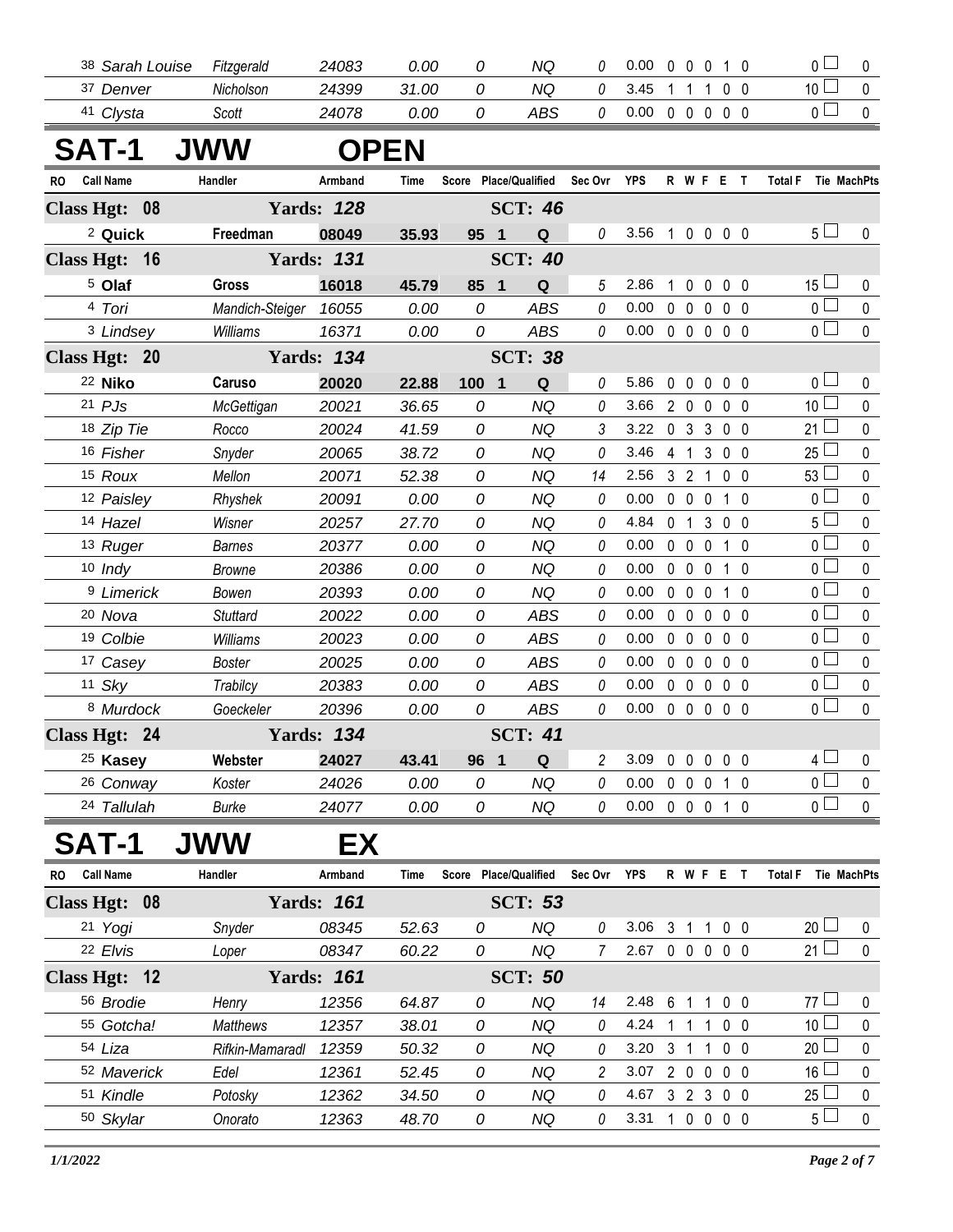| RO | Call Name | Handler | Armband | Time | Score | Place/Qualified | Sec Ovr | YPS | R | W | F | E | T | Total F | Tie | MachPts |
|---|---|---|---|---|---|---|---|---|---|---|---|---|---|---|---|---|
| 38 | Sarah Louise | Fitzgerald | 24083 | 0.00 | 0 | NQ | 0 | 0.00 | 0 | 0 | 0 | 1 | 0 | 0 | | 0 |
| 37 | Denver | Nicholson | 24399 | 31.00 | 0 | NQ | 0 | 3.45 | 1 | 1 | 1 | 0 | 0 | 10 | | 0 |
| 41 | Clysta | Scott | 24078 | 0.00 | 0 | ABS | 0 | 0.00 | 0 | 0 | 0 | 0 | 0 | 0 | | 0 |

# SAT-1 JWW OPEN

| RO | Call Name | Handler | Armband | Time | Score | Place/Qualified | Sec Ovr | YPS | R | W | F | E | T | Total F | Tie | MachPts |
|---|---|---|---|---|---|---|---|---|---|---|---|---|---|---|---|---|
| **Class Hgt: 08** | | **Yards: 128** | | | | **SCT: 46** | | | | | | | | | | |
| 2 | **Quick** | **Freedman** | **08049** | **35.93** | **95** | **1 Q** | 0 | 3.56 | 1 | 0 | 0 | 0 | 0 | 5 | | 0 |
| **Class Hgt: 16** | | **Yards: 131** | | | | **SCT: 40** | | | | | | | | | | |
| 5 | **Olaf** | **Gross** | **16018** | **45.79** | **85** | **1 Q** | 5 | 2.86 | 1 | 0 | 0 | 0 | 0 | 15 | | 0 |
| 4 | Tori | Mandich-Steiger | 16055 | 0.00 | 0 | ABS | 0 | 0.00 | 0 | 0 | 0 | 0 | 0 | 0 | | 0 |
| 3 | Lindsey | Williams | 16371 | 0.00 | 0 | ABS | 0 | 0.00 | 0 | 0 | 0 | 0 | 0 | 0 | | 0 |
| **Class Hgt: 20** | | **Yards: 134** | | | | **SCT: 38** | | | | | | | | | | |
| 22 | **Niko** | **Caruso** | **20020** | **22.88** | **100** | **1 Q** | 0 | 5.86 | 0 | 0 | 0 | 0 | 0 | 0 | | 0 |
| 21 | PJs | McGettigan | 20021 | 36.65 | 0 | NQ | 0 | 3.66 | 2 | 0 | 0 | 0 | 0 | 10 | | 0 |
| 18 | Zip Tie | Rocco | 20024 | 41.59 | 0 | NQ | 3 | 3.22 | 0 | 3 | 3 | 0 | 0 | 21 | | 0 |
| 16 | Fisher | Snyder | 20065 | 38.72 | 0 | NQ | 0 | 3.46 | 4 | 1 | 3 | 0 | 0 | 25 | | 0 |
| 15 | Roux | Mellon | 20071 | 52.38 | 0 | NQ | 14 | 2.56 | 3 | 2 | 1 | 0 | 0 | 53 | | 0 |
| 12 | Paisley | Rhyshek | 20091 | 0.00 | 0 | NQ | 0 | 0.00 | 0 | 0 | 0 | 1 | 0 | 0 | | 0 |
| 14 | Hazel | Wisner | 20257 | 27.70 | 0 | NQ | 0 | 4.84 | 0 | 1 | 3 | 0 | 0 | 5 | | 0 |
| 13 | Ruger | Barnes | 20377 | 0.00 | 0 | NQ | 0 | 0.00 | 0 | 0 | 0 | 1 | 0 | 0 | | 0 |
| 10 | Indy | Browne | 20386 | 0.00 | 0 | NQ | 0 | 0.00 | 0 | 0 | 0 | 1 | 0 | 0 | | 0 |
| 9 | Limerick | Bowen | 20393 | 0.00 | 0 | NQ | 0 | 0.00 | 0 | 0 | 0 | 1 | 0 | 0 | | 0 |
| 20 | Nova | Stuttard | 20022 | 0.00 | 0 | ABS | 0 | 0.00 | 0 | 0 | 0 | 0 | 0 | 0 | | 0 |
| 19 | Colbie | Williams | 20023 | 0.00 | 0 | ABS | 0 | 0.00 | 0 | 0 | 0 | 0 | 0 | 0 | | 0 |
| 17 | Casey | Boster | 20025 | 0.00 | 0 | ABS | 0 | 0.00 | 0 | 0 | 0 | 0 | 0 | 0 | | 0 |
| 11 | Sky | Trabilcy | 20383 | 0.00 | 0 | ABS | 0 | 0.00 | 0 | 0 | 0 | 0 | 0 | 0 | | 0 |
| 8 | Murdock | Goeckeler | 20396 | 0.00 | 0 | ABS | 0 | 0.00 | 0 | 0 | 0 | 0 | 0 | 0 | | 0 |
| **Class Hgt: 24** | | **Yards: 134** | | | | **SCT: 41** | | | | | | | | | | |
| 25 | **Kasey** | **Webster** | **24027** | **43.41** | **96** | **1 Q** | 2 | 3.09 | 0 | 0 | 0 | 0 | 0 | 4 | | 0 |
| 26 | Conway | Koster | 24026 | 0.00 | 0 | NQ | 0 | 0.00 | 0 | 0 | 0 | 1 | 0 | 0 | | 0 |
| 24 | Tallulah | Burke | 24077 | 0.00 | 0 | NQ | 0 | 0.00 | 0 | 0 | 0 | 1 | 0 | 0 | | 0 |

# SAT-1 JWW EX

| RO | Call Name | Handler | Armband | Time | Score | Place/Qualified | Sec Ovr | YPS | R | W | F | E | T | Total F | Tie | MachPts |
|---|---|---|---|---|---|---|---|---|---|---|---|---|---|---|---|---|
| **Class Hgt: 08** | | **Yards: 161** | | | | **SCT: 53** | | | | | | | | | | |
| 21 | Yogi | Snyder | 08345 | 52.63 | 0 | NQ | 0 | 3.06 | 3 | 1 | 1 | 0 | 0 | 20 | | 0 |
| 22 | Elvis | Loper | 08347 | 60.22 | 0 | NQ | 7 | 2.67 | 0 | 0 | 0 | 0 | 0 | 21 | | 0 |
| **Class Hgt: 12** | | **Yards: 161** | | | | **SCT: 50** | | | | | | | | | | |
| 56 | Brodie | Henry | 12356 | 64.87 | 0 | NQ | 14 | 2.48 | 6 | 1 | 1 | 0 | 0 | 77 | | 0 |
| 55 | Gotcha! | Matthews | 12357 | 38.01 | 0 | NQ | 0 | 4.24 | 1 | 1 | 1 | 0 | 0 | 10 | | 0 |
| 54 | Liza | Rifkin-Mamaradl | 12359 | 50.32 | 0 | NQ | 0 | 3.20 | 3 | 1 | 1 | 0 | 0 | 20 | | 0 |
| 52 | Maverick | Edel | 12361 | 52.45 | 0 | NQ | 2 | 3.07 | 2 | 0 | 0 | 0 | 0 | 16 | | 0 |
| 51 | Kindle | Potosky | 12362 | 34.50 | 0 | NQ | 0 | 4.67 | 3 | 2 | 3 | 0 | 0 | 25 | | 0 |
| 50 | Skylar | Onorato | 12363 | 48.70 | 0 | NQ | 0 | 3.31 | 1 | 0 | 0 | 0 | 0 | 5 | | 0 |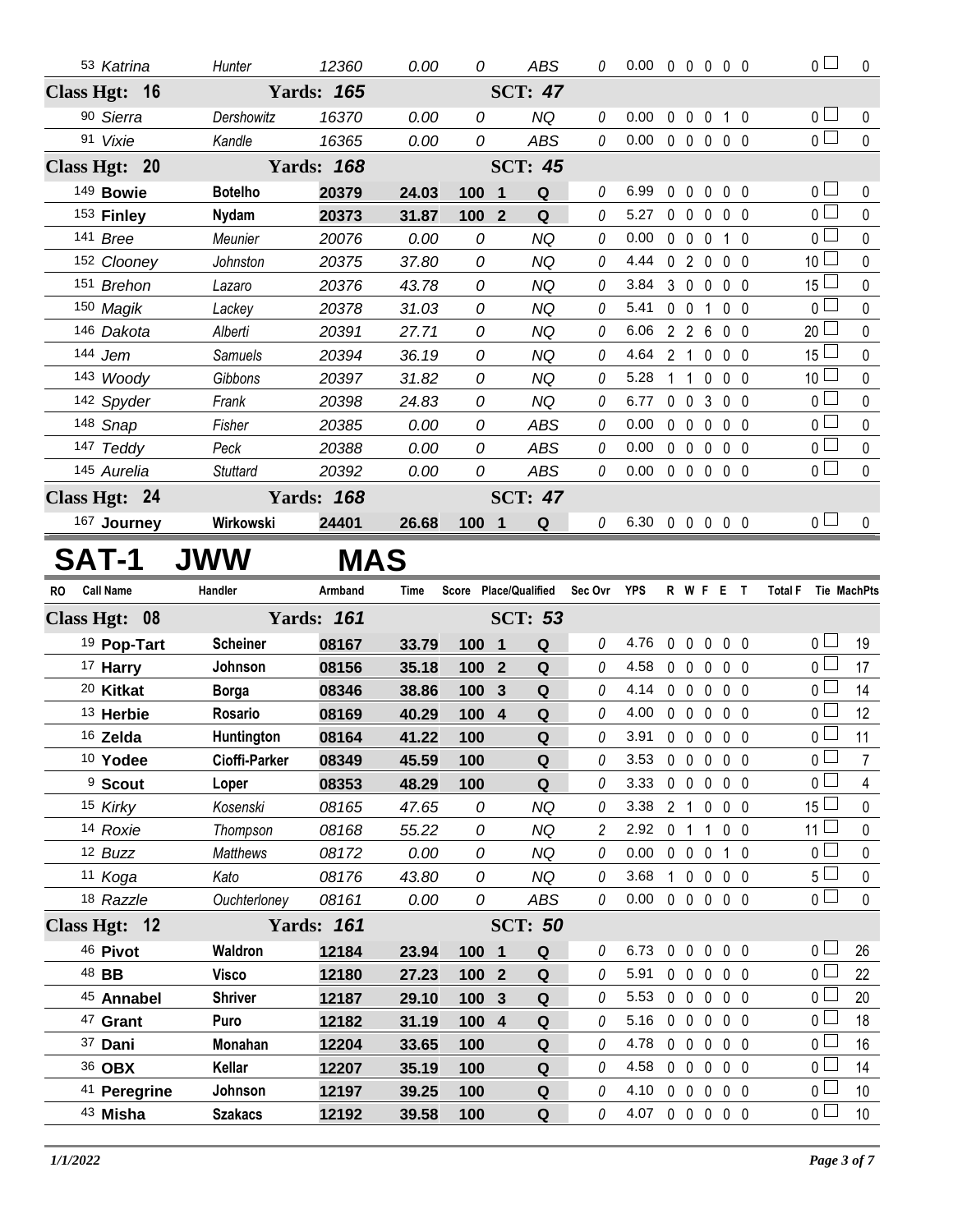| RO | Call Name | Handler | Armband | Time | Score | Place/Qualified | | Sec Ovr | YPS | R | W | F | E | T | Total F | Tie | MachPts |
|---|---|---|---|---|---|---|---|---|---|---|---|---|---|---|---|---|---|
| 53 | Katrina | Hunter | 12360 | 0.00 | 0 | | ABS | 0 | 0.00 | 0 | 0 | 0 | 0 | 0 | 0 | | 0 |
| **Class Hgt: 16** | | **Yards: 165** | | | | | **SCT: 47** | | | | | | | | | | |
| 90 | Sierra | Dershowitz | 16370 | 0.00 | 0 | | NQ | 0 | 0.00 | 0 | 0 | 0 | 1 | 0 | 0 | | 0 |
| 91 | Vixie | Kandle | 16365 | 0.00 | 0 | | ABS | 0 | 0.00 | 0 | 0 | 0 | 0 | 0 | 0 | | 0 |
| **Class Hgt: 20** | | **Yards: 168** | | | | | **SCT: 45** | | | | | | | | | | |
| 149 | **Bowie** | **Botelho** | **20379** | **24.03** | **100** | **1** | **Q** | 0 | 6.99 | 0 | 0 | 0 | 0 | 0 | 0 | | 0 |
| 153 | **Finley** | **Nydam** | **20373** | **31.87** | **100** | **2** | **Q** | 0 | 5.27 | 0 | 0 | 0 | 0 | 0 | 0 | | 0 |
| 141 | Bree | Meunier | 20076 | 0.00 | 0 | | NQ | 0 | 0.00 | 0 | 0 | 0 | 1 | 0 | 0 | | 0 |
| 152 | Clooney | Johnston | 20375 | 37.80 | 0 | | NQ | 0 | 4.44 | 0 | 2 | 0 | 0 | 0 | 10 | | 0 |
| 151 | Brehon | Lazaro | 20376 | 43.78 | 0 | | NQ | 0 | 3.84 | 3 | 0 | 0 | 0 | 0 | 15 | | 0 |
| 150 | Magik | Lackey | 20378 | 31.03 | 0 | | NQ | 0 | 5.41 | 0 | 0 | 1 | 0 | 0 | 0 | | 0 |
| 146 | Dakota | Alberti | 20391 | 27.71 | 0 | | NQ | 0 | 6.06 | 2 | 2 | 6 | 0 | 0 | 20 | | 0 |
| 144 | Jem | Samuels | 20394 | 36.19 | 0 | | NQ | 0 | 4.64 | 2 | 1 | 0 | 0 | 0 | 15 | | 0 |
| 143 | Woody | Gibbons | 20397 | 31.82 | 0 | | NQ | 0 | 5.28 | 1 | 1 | 0 | 0 | 0 | 10 | | 0 |
| 142 | Spyder | Frank | 20398 | 24.83 | 0 | | NQ | 0 | 6.77 | 0 | 0 | 3 | 0 | 0 | 0 | | 0 |
| 148 | Snap | Fisher | 20385 | 0.00 | 0 | | ABS | 0 | 0.00 | 0 | 0 | 0 | 0 | 0 | 0 | | 0 |
| 147 | Teddy | Peck | 20388 | 0.00 | 0 | | ABS | 0 | 0.00 | 0 | 0 | 0 | 0 | 0 | 0 | | 0 |
| 145 | Aurelia | Stuttard | 20392 | 0.00 | 0 | | ABS | 0 | 0.00 | 0 | 0 | 0 | 0 | 0 | 0 | | 0 |
| **Class Hgt: 24** | | **Yards: 168** | | | | | **SCT: 47** | | | | | | | | | | |
| 167 | **Journey** | **Wirkowski** | **24401** | **26.68** | **100** | **1** | **Q** | 0 | 6.30 | 0 | 0 | 0 | 0 | 0 | 0 | | 0 |

# SAT-1 JWW MAS

| RO | Call Name | Handler | Armband | Time | Score | Place/Qualified | | Sec Ovr | YPS | R | W | F | E | T | Total F | Tie | MachPts |
|---|---|---|---|---|---|---|---|---|---|---|---|---|---|---|---|---|---|
| **Class Hgt: 08** | | **Yards: 161** | | | | | **SCT: 53** | | | | | | | | | | |
| 19 | **Pop-Tart** | **Scheiner** | **08167** | **33.79** | **100** | **1** | **Q** | 0 | 4.76 | 0 | 0 | 0 | 0 | 0 | 0 | | 19 |
| 17 | **Harry** | **Johnson** | **08156** | **35.18** | **100** | **2** | **Q** | 0 | 4.58 | 0 | 0 | 0 | 0 | 0 | 0 | | 17 |
| 20 | **Kitkat** | **Borga** | **08346** | **38.86** | **100** | **3** | **Q** | 0 | 4.14 | 0 | 0 | 0 | 0 | 0 | 0 | | 14 |
| 13 | **Herbie** | **Rosario** | **08169** | **40.29** | **100** | **4** | **Q** | 0 | 4.00 | 0 | 0 | 0 | 0 | 0 | 0 | | 12 |
| 16 | **Zelda** | **Huntington** | **08164** | **41.22** | **100** | | **Q** | 0 | 3.91 | 0 | 0 | 0 | 0 | 0 | 0 | | 11 |
| 10 | **Yodee** | **Cioffi-Parker** | **08349** | **45.59** | **100** | | **Q** | 0 | 3.53 | 0 | 0 | 0 | 0 | 0 | 0 | | 7 |
| 9 | **Scout** | **Loper** | **08353** | **48.29** | **100** | | **Q** | 0 | 3.33 | 0 | 0 | 0 | 0 | 0 | 0 | | 4 |
| 15 | Kirky | Kosenski | 08165 | 47.65 | 0 | | NQ | 0 | 3.38 | 2 | 1 | 0 | 0 | 0 | 15 | | 0 |
| 14 | Roxie | Thompson | 08168 | 55.22 | 0 | | NQ | 2 | 2.92 | 0 | 1 | 1 | 0 | 0 | 11 | | 0 |
| 12 | Buzz | Matthews | 08172 | 0.00 | 0 | | NQ | 0 | 0.00 | 0 | 0 | 0 | 1 | 0 | 0 | | 0 |
| 11 | Koga | Kato | 08176 | 43.80 | 0 | | NQ | 0 | 3.68 | 1 | 0 | 0 | 0 | 0 | 5 | | 0 |
| 18 | Razzle | Ouchterloney | 08161 | 0.00 | 0 | | ABS | 0 | 0.00 | 0 | 0 | 0 | 0 | 0 | 0 | | 0 |
| **Class Hgt: 12** | | **Yards: 161** | | | | | **SCT: 50** | | | | | | | | | | |
| 46 | **Pivot** | **Waldron** | **12184** | **23.94** | **100** | **1** | **Q** | 0 | 6.73 | 0 | 0 | 0 | 0 | 0 | 0 | | 26 |
| 48 | **BB** | **Visco** | **12180** | **27.23** | **100** | **2** | **Q** | 0 | 5.91 | 0 | 0 | 0 | 0 | 0 | 0 | | 22 |
| 45 | **Annabel** | **Shriver** | **12187** | **29.10** | **100** | **3** | **Q** | 0 | 5.53 | 0 | 0 | 0 | 0 | 0 | 0 | | 20 |
| 47 | **Grant** | **Puro** | **12182** | **31.19** | **100** | **4** | **Q** | 0 | 5.16 | 0 | 0 | 0 | 0 | 0 | 0 | | 18 |
| 37 | **Dani** | **Monahan** | **12204** | **33.65** | **100** | | **Q** | 0 | 4.78 | 0 | 0 | 0 | 0 | 0 | 0 | | 16 |
| 36 | **OBX** | **Kellar** | **12207** | **35.19** | **100** | | **Q** | 0 | 4.58 | 0 | 0 | 0 | 0 | 0 | 0 | | 14 |
| 41 | **Peregrine** | **Johnson** | **12197** | **39.25** | **100** | | **Q** | 0 | 4.10 | 0 | 0 | 0 | 0 | 0 | 0 | | 10 |
| 43 | **Misha** | **Szakacs** | **12192** | **39.58** | **100** | | **Q** | 0 | 4.07 | 0 | 0 | 0 | 0 | 0 | 0 | | 10 |

*1/1/2022*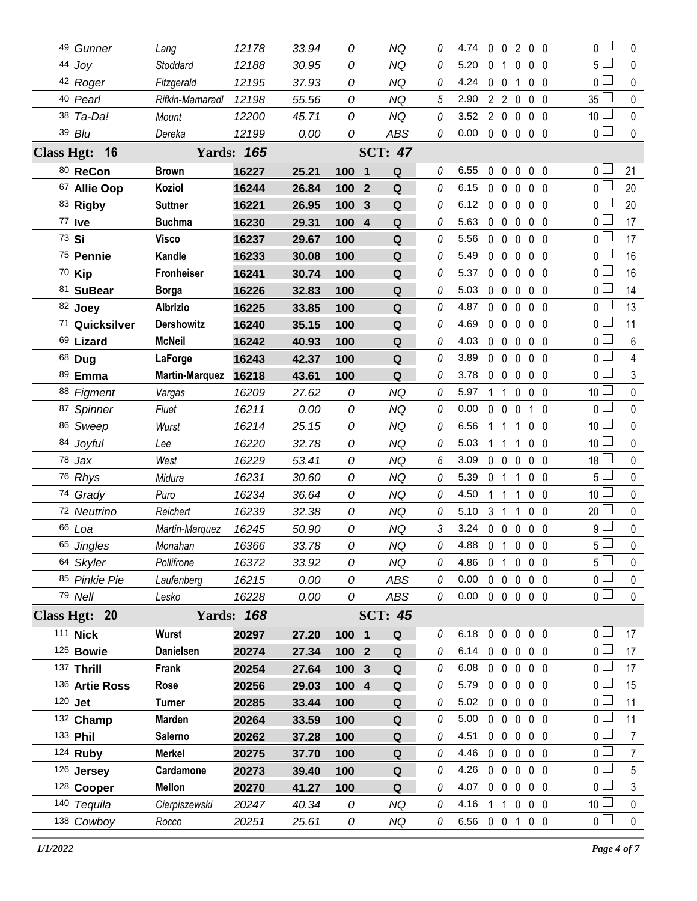| Armband | Dog | Handler | Reg | Time | Score | Place | Q | Time Flts | YPS | R | W | F | E | T | Total Faults | MACH Pts |
|---|---|---|---|---|---|---|---|---|---|---|---|---|---|---|---|---|
| 49 | *Gunner* | *Lang* | *12178* | *33.94* | *0* | | *NQ* | *0* | 4.74 | 0 | 0 | 2 | 0 | 0 | 0 | 0 |
| 44 | *Joy* | *Stoddard* | *12188* | *30.95* | *0* | | *NQ* | *0* | 5.20 | 0 | 1 | 0 | 0 | 0 | 5 | 0 |
| 42 | *Roger* | *Fitzgerald* | *12195* | *37.93* | *0* | | *NQ* | *0* | 4.24 | 0 | 0 | 1 | 0 | 0 | 0 | 0 |
| 40 | *Pearl* | *Rifkin-Mamaradl* | *12198* | *55.56* | *0* | | *NQ* | *5* | 2.90 | 2 | 2 | 0 | 0 | 0 | 35 | 0 |
| 38 | *Ta-Da!* | *Mount* | *12200* | *45.71* | *0* | | *NQ* | *0* | 3.52 | 2 | 0 | 0 | 0 | 0 | 10 | 0 |
| 39 | *Blu* | *Dereka* | *12199* | *0.00* | *0* | | *ABS* | *0* | 0.00 | 0 | 0 | 0 | 0 | 0 | 0 | 0 |
| **Class Hgt: 16** | | **Yards: 165** | | | **SCT: 47** | | | | | | | | | | | |
| 80 | **ReCon** | **Brown** | **16227** | **25.21** | **100** | **1** | **Q** | *0* | 6.55 | 0 | 0 | 0 | 0 | 0 | 0 | 21 |
| 67 | **Allie Oop** | **Koziol** | **16244** | **26.84** | **100** | **2** | **Q** | *0* | 6.15 | 0 | 0 | 0 | 0 | 0 | 0 | 20 |
| 83 | **Rigby** | **Suttner** | **16221** | **26.95** | **100** | **3** | **Q** | *0* | 6.12 | 0 | 0 | 0 | 0 | 0 | 0 | 20 |
| 77 | **Ive** | **Buchma** | **16230** | **29.31** | **100** | **4** | **Q** | *0* | 5.63 | 0 | 0 | 0 | 0 | 0 | 0 | 17 |
| 73 | **Si** | **Visco** | **16237** | **29.67** | **100** | | **Q** | *0* | 5.56 | 0 | 0 | 0 | 0 | 0 | 0 | 17 |
| 75 | **Pennie** | **Kandle** | **16233** | **30.08** | **100** | | **Q** | *0* | 5.49 | 0 | 0 | 0 | 0 | 0 | 0 | 16 |
| 70 | **Kip** | **Fronheiser** | **16241** | **30.74** | **100** | | **Q** | *0* | 5.37 | 0 | 0 | 0 | 0 | 0 | 0 | 16 |
| 81 | **SuBear** | **Borga** | **16226** | **32.83** | **100** | | **Q** | *0* | 5.03 | 0 | 0 | 0 | 0 | 0 | 0 | 14 |
| 82 | **Joey** | **Albrizio** | **16225** | **33.85** | **100** | | **Q** | *0* | 4.87 | 0 | 0 | 0 | 0 | 0 | 0 | 13 |
| 71 | **Quicksilver** | **Dershowitz** | **16240** | **35.15** | **100** | | **Q** | *0* | 4.69 | 0 | 0 | 0 | 0 | 0 | 0 | 11 |
| 69 | **Lizard** | **McNeil** | **16242** | **40.93** | **100** | | **Q** | *0* | 4.03 | 0 | 0 | 0 | 0 | 0 | 0 | 6 |
| 68 | **Dug** | **LaForge** | **16243** | **42.37** | **100** | | **Q** | *0* | 3.89 | 0 | 0 | 0 | 0 | 0 | 0 | 4 |
| 89 | **Emma** | **Martin-Marquez** | **16218** | **43.61** | **100** | | **Q** | *0* | 3.78 | 0 | 0 | 0 | 0 | 0 | 0 | 3 |
| 88 | *Figment* | *Vargas* | *16209* | *27.62* | *0* | | *NQ* | *0* | 5.97 | 1 | 1 | 0 | 0 | 0 | 10 | 0 |
| 87 | *Spinner* | *Fluet* | *16211* | *0.00* | *0* | | *NQ* | *0* | 0.00 | 0 | 0 | 0 | 1 | 0 | 0 | 0 |
| 86 | *Sweep* | *Wurst* | *16214* | *25.15* | *0* | | *NQ* | *0* | 6.56 | 1 | 1 | 1 | 0 | 0 | 10 | 0 |
| 84 | *Joyful* | *Lee* | *16220* | *32.78* | *0* | | *NQ* | *0* | 5.03 | 1 | 1 | 1 | 0 | 0 | 10 | 0 |
| 78 | *Jax* | *West* | *16229* | *53.41* | *0* | | *NQ* | *6* | 3.09 | 0 | 0 | 0 | 0 | 0 | 18 | 0 |
| 76 | *Rhys* | *Midura* | *16231* | *30.60* | *0* | | *NQ* | *0* | 5.39 | 0 | 1 | 1 | 0 | 0 | 5 | 0 |
| 74 | *Grady* | *Puro* | *16234* | *36.64* | *0* | | *NQ* | *0* | 4.50 | 1 | 1 | 1 | 0 | 0 | 10 | 0 |
| 72 | *Neutrino* | *Reichert* | *16239* | *32.38* | *0* | | *NQ* | *0* | 5.10 | 3 | 1 | 1 | 0 | 0 | 20 | 0 |
| 66 | *Loa* | *Martin-Marquez* | *16245* | *50.90* | *0* | | *NQ* | *3* | 3.24 | 0 | 0 | 0 | 0 | 0 | 9 | 0 |
| 65 | *Jingles* | *Monahan* | *16366* | *33.78* | *0* | | *NQ* | *0* | 4.88 | 0 | 1 | 0 | 0 | 0 | 5 | 0 |
| 64 | *Skyler* | *Pollifrone* | *16372* | *33.92* | *0* | | *NQ* | *0* | 4.86 | 0 | 1 | 0 | 0 | 0 | 5 | 0 |
| 85 | *Pinkie Pie* | *Laufenberg* | *16215* | *0.00* | *0* | | *ABS* | *0* | 0.00 | 0 | 0 | 0 | 0 | 0 | 0 | 0 |
| 79 | *Nell* | *Lesko* | *16228* | *0.00* | *0* | | *ABS* | *0* | 0.00 | 0 | 0 | 0 | 0 | 0 | 0 | 0 |
| **Class Hgt: 20** | | **Yards: 168** | | | **SCT: 45** | | | | | | | | | | | |
| 111 | **Nick** | **Wurst** | **20297** | **27.20** | **100** | **1** | **Q** | *0* | 6.18 | 0 | 0 | 0 | 0 | 0 | 0 | 17 |
| 125 | **Bowie** | **Danielsen** | **20274** | **27.34** | **100** | **2** | **Q** | *0* | 6.14 | 0 | 0 | 0 | 0 | 0 | 0 | 17 |
| 137 | **Thrill** | **Frank** | **20254** | **27.64** | **100** | **3** | **Q** | *0* | 6.08 | 0 | 0 | 0 | 0 | 0 | 0 | 17 |
| 136 | **Artie Ross** | **Rose** | **20256** | **29.03** | **100** | **4** | **Q** | *0* | 5.79 | 0 | 0 | 0 | 0 | 0 | 0 | 15 |
| 120 | **Jet** | **Turner** | **20285** | **33.44** | **100** | | **Q** | *0* | 5.02 | 0 | 0 | 0 | 0 | 0 | 0 | 11 |
| 132 | **Champ** | **Marden** | **20264** | **33.59** | **100** | | **Q** | *0* | 5.00 | 0 | 0 | 0 | 0 | 0 | 0 | 11 |
| 133 | **Phil** | **Salerno** | **20262** | **37.28** | **100** | | **Q** | *0* | 4.51 | 0 | 0 | 0 | 0 | 0 | 0 | 7 |
| 124 | **Ruby** | **Merkel** | **20275** | **37.70** | **100** | | **Q** | *0* | 4.46 | 0 | 0 | 0 | 0 | 0 | 0 | 7 |
| 126 | **Jersey** | **Cardamone** | **20273** | **39.40** | **100** | | **Q** | *0* | 4.26 | 0 | 0 | 0 | 0 | 0 | 0 | 5 |
| 128 | **Cooper** | **Mellon** | **20270** | **41.27** | **100** | | **Q** | *0* | 4.07 | 0 | 0 | 0 | 0 | 0 | 0 | 3 |
| 140 | *Tequila* | *Cierpiszewski* | *20247* | *40.34* | *0* | | *NQ* | *0* | 4.16 | 1 | 1 | 0 | 0 | 0 | 10 | 0 |
| 138 | *Cowboy* | *Rocco* | *20251* | *25.61* | *0* | | *NQ* | *0* | 6.56 | 0 | 0 | 1 | 0 | 0 | 0 | 0 |

*1/1/2022*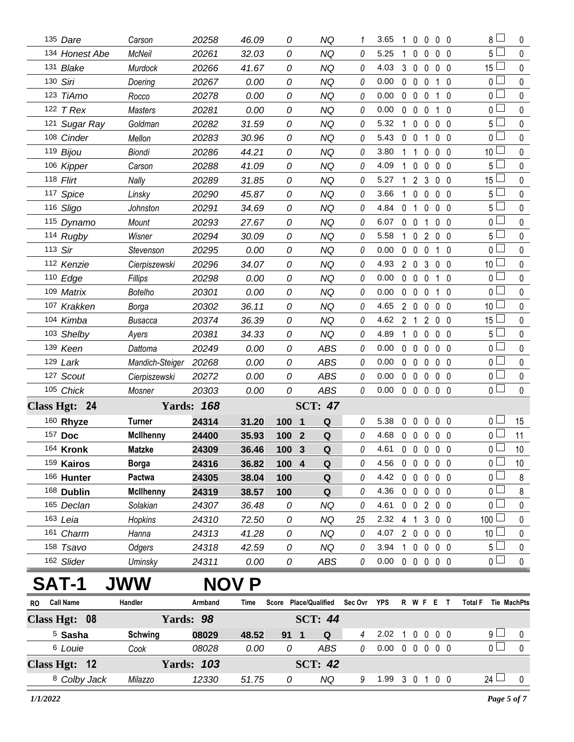| RO | Call Name | Handler | Armband | Time | Score | Place/Qualified | | Sec Ovr | YPS | R | W | F | E | T | Total F | Tie | MachPts |
|---|---|---|---|---|---|---|---|---|---|---|---|---|---|---|---|---|---|
| 135 | Dare | Carson | 20258 | 46.09 | 0 | | NQ | 1 | 3.65 | 1 | 0 | 0 | 0 | 0 | 8 | ☐ | 0 |
| 134 | Honest Abe | McNeil | 20261 | 32.03 | 0 | | NQ | 0 | 5.25 | 1 | 0 | 0 | 0 | 0 | 5 | ☐ | 0 |
| 131 | Blake | Murdock | 20266 | 41.67 | 0 | | NQ | 0 | 4.03 | 3 | 0 | 0 | 0 | 0 | 15 | ☐ | 0 |
| 130 | Siri | Doering | 20267 | 0.00 | 0 | | NQ | 0 | 0.00 | 0 | 0 | 0 | 1 | 0 | 0 | ☐ | 0 |
| 123 | TiAmo | Rocco | 20278 | 0.00 | 0 | | NQ | 0 | 0.00 | 0 | 0 | 0 | 1 | 0 | 0 | ☐ | 0 |
| 122 | T Rex | Masters | 20281 | 0.00 | 0 | | NQ | 0 | 0.00 | 0 | 0 | 0 | 1 | 0 | 0 | ☐ | 0 |
| 121 | Sugar Ray | Goldman | 20282 | 31.59 | 0 | | NQ | 0 | 5.32 | 1 | 0 | 0 | 0 | 0 | 5 | ☐ | 0 |
| 108 | Cinder | Mellon | 20283 | 30.96 | 0 | | NQ | 0 | 5.43 | 0 | 0 | 1 | 0 | 0 | 0 | ☐ | 0 |
| 119 | Bijou | Biondi | 20286 | 44.21 | 0 | | NQ | 0 | 3.80 | 1 | 1 | 0 | 0 | 0 | 10 | ☐ | 0 |
| 106 | Kipper | Carson | 20288 | 41.09 | 0 | | NQ | 0 | 4.09 | 1 | 0 | 0 | 0 | 0 | 5 | ☐ | 0 |
| 118 | Flirt | Nally | 20289 | 31.85 | 0 | | NQ | 0 | 5.27 | 1 | 2 | 3 | 0 | 0 | 15 | ☐ | 0 |
| 117 | Spice | Linsky | 20290 | 45.87 | 0 | | NQ | 0 | 3.66 | 1 | 0 | 0 | 0 | 0 | 5 | ☐ | 0 |
| 116 | Sligo | Johnston | 20291 | 34.69 | 0 | | NQ | 0 | 4.84 | 0 | 1 | 0 | 0 | 0 | 5 | ☐ | 0 |
| 115 | Dynamo | Mount | 20293 | 27.67 | 0 | | NQ | 0 | 6.07 | 0 | 0 | 1 | 0 | 0 | 0 | ☐ | 0 |
| 114 | Rugby | Wisner | 20294 | 30.09 | 0 | | NQ | 0 | 5.58 | 1 | 0 | 2 | 0 | 0 | 5 | ☐ | 0 |
| 113 | Sir | Stevenson | 20295 | 0.00 | 0 | | NQ | 0 | 0.00 | 0 | 0 | 0 | 1 | 0 | 0 | ☐ | 0 |
| 112 | Kenzie | Cierpiszewski | 20296 | 34.07 | 0 | | NQ | 0 | 4.93 | 2 | 0 | 3 | 0 | 0 | 10 | ☐ | 0 |
| 110 | Edge | Fillips | 20298 | 0.00 | 0 | | NQ | 0 | 0.00 | 0 | 0 | 0 | 1 | 0 | 0 | ☐ | 0 |
| 109 | Matrix | Botelho | 20301 | 0.00 | 0 | | NQ | 0 | 0.00 | 0 | 0 | 0 | 1 | 0 | 0 | ☐ | 0 |
| 107 | Krakken | Borga | 20302 | 36.11 | 0 | | NQ | 0 | 4.65 | 2 | 0 | 0 | 0 | 0 | 10 | ☐ | 0 |
| 104 | Kimba | Busacca | 20374 | 36.39 | 0 | | NQ | 0 | 4.62 | 2 | 1 | 2 | 0 | 0 | 15 | ☐ | 0 |
| 103 | Shelby | Ayers | 20381 | 34.33 | 0 | | NQ | 0 | 4.89 | 1 | 0 | 0 | 0 | 0 | 5 | ☐ | 0 |
| 139 | Keen | Dattoma | 20249 | 0.00 | 0 | | ABS | 0 | 0.00 | 0 | 0 | 0 | 0 | 0 | 0 | ☐ | 0 |
| 129 | Lark | Mandich-Steiger | 20268 | 0.00 | 0 | | ABS | 0 | 0.00 | 0 | 0 | 0 | 0 | 0 | 0 | ☐ | 0 |
| 127 | Scout | Cierpiszewski | 20272 | 0.00 | 0 | | ABS | 0 | 0.00 | 0 | 0 | 0 | 0 | 0 | 0 | ☐ | 0 |
| 105 | Chick | Mosner | 20303 | 0.00 | 0 | | ABS | 0 | 0.00 | 0 | 0 | 0 | 0 | 0 | 0 | ☐ | 0 |
| **Class Hgt: 24** | | **Yards: 168** | | | | **SCT: 47** | | | | | | | | | | | |
| 160 | **Rhyze** | **Turner** | **24314** | **31.20** | **100** | **1** | **Q** | 0 | 5.38 | 0 | 0 | 0 | 0 | 0 | 0 | ☐ | 15 |
| 157 | **Doc** | **McIlhenny** | **24400** | **35.93** | **100** | **2** | **Q** | 0 | 4.68 | 0 | 0 | 0 | 0 | 0 | 0 | ☐ | 11 |
| 164 | **Kronk** | **Matzke** | **24309** | **36.46** | **100** | **3** | **Q** | 0 | 4.61 | 0 | 0 | 0 | 0 | 0 | 0 | ☐ | 10 |
| 159 | **Kairos** | **Borga** | **24316** | **36.82** | **100** | **4** | **Q** | 0 | 4.56 | 0 | 0 | 0 | 0 | 0 | 0 | ☐ | 10 |
| 166 | **Hunter** | **Pactwa** | **24305** | **38.04** | **100** | | **Q** | 0 | 4.42 | 0 | 0 | 0 | 0 | 0 | 0 | ☐ | 8 |
| 168 | **Dublin** | **McIlhenny** | **24319** | **38.57** | **100** | | **Q** | 0 | 4.36 | 0 | 0 | 0 | 0 | 0 | 0 | ☐ | 8 |
| 165 | Declan | Solakian | 24307 | 36.48 | 0 | | NQ | 0 | 4.61 | 0 | 0 | 2 | 0 | 0 | 0 | ☐ | 0 |
| 163 | Leia | Hopkins | 24310 | 72.50 | 0 | | NQ | 25 | 2.32 | 4 | 1 | 3 | 0 | 0 | 100 | ☐ | 0 |
| 161 | Charm | Hanna | 24313 | 41.28 | 0 | | NQ | 0 | 4.07 | 2 | 0 | 0 | 0 | 0 | 10 | ☐ | 0 |
| 158 | Tsavo | Odgers | 24318 | 42.59 | 0 | | NQ | 0 | 3.94 | 1 | 0 | 0 | 0 | 0 | 5 | ☐ | 0 |
| 162 | Slider | Uminsky | 24311 | 0.00 | 0 | | ABS | 0 | 0.00 | 0 | 0 | 0 | 0 | 0 | 0 | ☐ | 0 |

# SAT-1 JWW NOV P

| RO | Call Name | Handler | Armband | Time | Score | Place/Qualified | | Sec Ovr | YPS | R | W | F | E | T | Total F | Tie | MachPts |
|---|---|---|---|---|---|---|---|---|---|---|---|---|---|---|---|---|---|
| **Class Hgt: 08** | | **Yards: 98** | | | | **SCT: 44** | | | | | | | | | | | |
| 5 | **Sasha** | **Schwing** | **08029** | **48.52** | **91** | **1** | **Q** | 4 | 2.02 | 1 | 0 | 0 | 0 | 0 | 9 | ☐ | 0 |
| 6 | Louie | Cook | 08028 | 0.00 | 0 | | ABS | 0 | 0.00 | 0 | 0 | 0 | 0 | 0 | 0 | ☐ | 0 |
| **Class Hgt: 12** | | **Yards: 103** | | | | **SCT: 42** | | | | | | | | | | | |
| 8 | Colby Jack | Milazzo | 12330 | 51.75 | 0 | | NQ | 9 | 1.99 | 3 | 0 | 1 | 0 | 0 | 24 | ☐ | 0 |

*1/1/2022*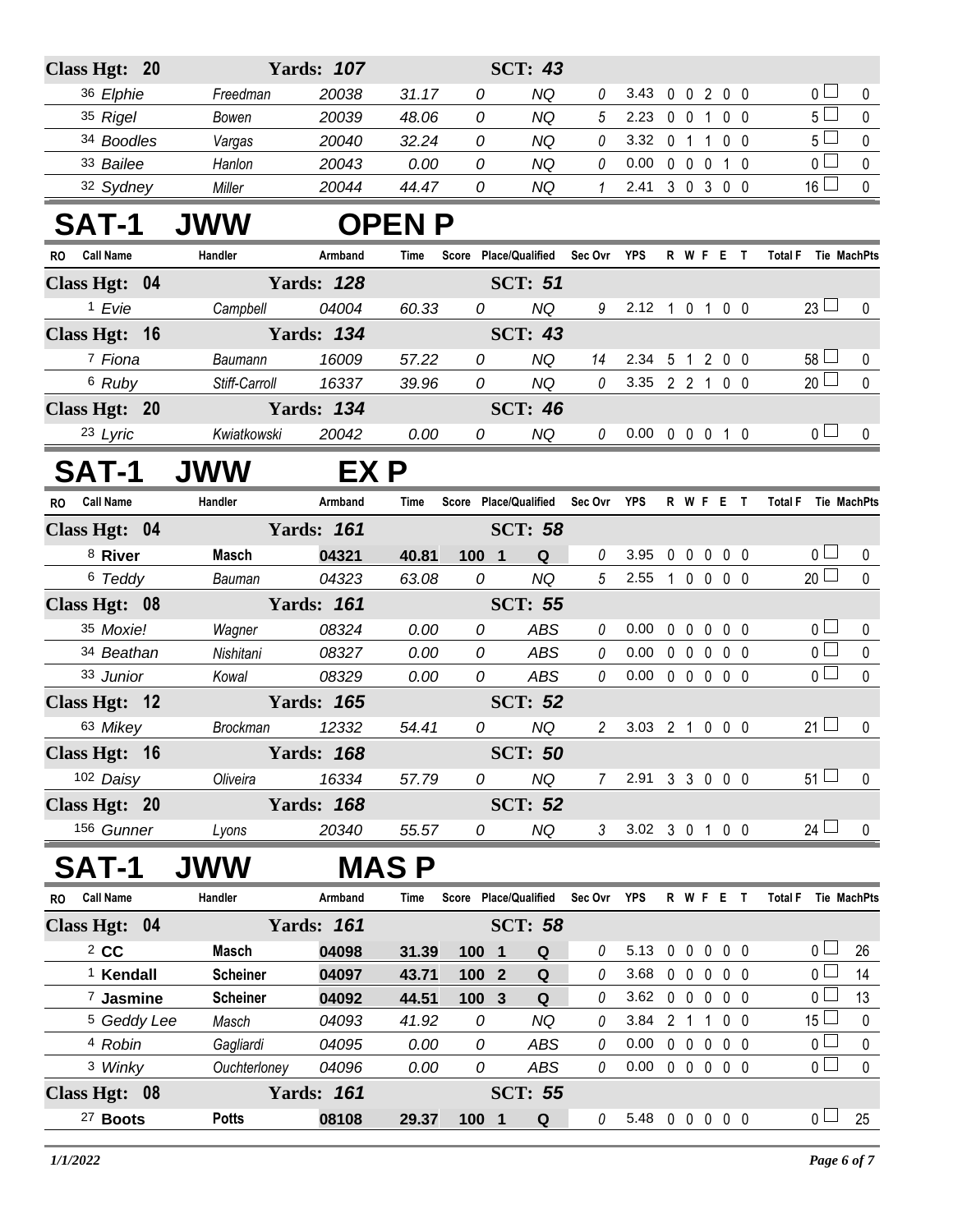| RO | Call Name | Handler | Armband | Time | Score | Place/Qualified | Sec Ovr | YPS | R | W | F | E | T | Total F | Tie | MachPts |
|---|---|---|---|---|---|---|---|---|---|---|---|---|---|---|---|---|
| **Class Hgt: 20** | | **Yards: 107** | | | | **SCT: 43** | | | | | | | | | | |
| 36 | Elphie | Freedman | 20038 | 31.17 | 0 | NQ | 0 | 3.43 | 0 | 0 | 2 | 0 | 0 | 0 | | 0 |
| 35 | Rigel | Bowen | 20039 | 48.06 | 0 | NQ | 5 | 2.23 | 0 | 0 | 1 | 0 | 0 | 5 | | 0 |
| 34 | Boodles | Vargas | 20040 | 32.24 | 0 | NQ | 0 | 3.32 | 0 | 1 | 1 | 0 | 0 | 5 | | 0 |
| 33 | Bailee | Hanlon | 20043 | 0.00 | 0 | NQ | 0 | 0.00 | 0 | 0 | 0 | 1 | 0 | 0 | | 0 |
| 32 | Sydney | Miller | 20044 | 44.47 | 0 | NQ | 1 | 2.41 | 3 | 0 | 3 | 0 | 0 | 16 | | 0 |

## SAT-1 JWW OPEN P

| RO | Call Name | Handler | Armband | Time | Score | Place/Qualified | Sec Ovr | YPS | R | W | F | E | T | Total F | Tie | MachPts |
|---|---|---|---|---|---|---|---|---|---|---|---|---|---|---|---|---|
| **Class Hgt: 04** | | **Yards: 128** | | | | **SCT: 51** | | | | | | | | | | |
| 1 | Evie | Campbell | 04004 | 60.33 | 0 | NQ | 9 | 2.12 | 1 | 0 | 1 | 0 | 0 | 23 | | 0 |
| **Class Hgt: 16** | | **Yards: 134** | | | | **SCT: 43** | | | | | | | | | | |
| 7 | Fiona | Baumann | 16009 | 57.22 | 0 | NQ | 14 | 2.34 | 5 | 1 | 2 | 0 | 0 | 58 | | 0 |
| 6 | Ruby | Stiff-Carroll | 16337 | 39.96 | 0 | NQ | 0 | 3.35 | 2 | 2 | 1 | 0 | 0 | 20 | | 0 |
| **Class Hgt: 20** | | **Yards: 134** | | | | **SCT: 46** | | | | | | | | | | |
| 23 | Lyric | Kwiatkowski | 20042 | 0.00 | 0 | NQ | 0 | 0.00 | 0 | 0 | 0 | 1 | 0 | 0 | | 0 |

## SAT-1 JWW EX P

| RO | Call Name | Handler | Armband | Time | Score | Place/Qualified | Sec Ovr | YPS | R | W | F | E | T | Total F | Tie | MachPts |
|---|---|---|---|---|---|---|---|---|---|---|---|---|---|---|---|---|
| **Class Hgt: 04** | | **Yards: 161** | | | | **SCT: 58** | | | | | | | | | | |
| 8 | **River** | **Masch** | **04321** | **40.81** | **100** | **1 Q** | 0 | 3.95 | 0 | 0 | 0 | 0 | 0 | 0 | | 0 |
| 6 | Teddy | Bauman | 04323 | 63.08 | 0 | NQ | 5 | 2.55 | 1 | 0 | 0 | 0 | 0 | 20 | | 0 |
| **Class Hgt: 08** | | **Yards: 161** | | | | **SCT: 55** | | | | | | | | | | |
| 35 | Moxie! | Wagner | 08324 | 0.00 | 0 | ABS | 0 | 0.00 | 0 | 0 | 0 | 0 | 0 | 0 | | 0 |
| 34 | Beathan | Nishitani | 08327 | 0.00 | 0 | ABS | 0 | 0.00 | 0 | 0 | 0 | 0 | 0 | 0 | | 0 |
| 33 | Junior | Kowal | 08329 | 0.00 | 0 | ABS | 0 | 0.00 | 0 | 0 | 0 | 0 | 0 | 0 | | 0 |
| **Class Hgt: 12** | | **Yards: 165** | | | | **SCT: 52** | | | | | | | | | | |
| 63 | Mikey | Brockman | 12332 | 54.41 | 0 | NQ | 2 | 3.03 | 2 | 1 | 0 | 0 | 0 | 21 | | 0 |
| **Class Hgt: 16** | | **Yards: 168** | | | | **SCT: 50** | | | | | | | | | | |
| 102 | Daisy | Oliveira | 16334 | 57.79 | 0 | NQ | 7 | 2.91 | 3 | 3 | 0 | 0 | 0 | 51 | | 0 |
| **Class Hgt: 20** | | **Yards: 168** | | | | **SCT: 52** | | | | | | | | | | |
| 156 | Gunner | Lyons | 20340 | 55.57 | 0 | NQ | 3 | 3.02 | 3 | 0 | 1 | 0 | 0 | 24 | | 0 |

## SAT-1 JWW MAS P

| RO | Call Name | Handler | Armband | Time | Score | Place/Qualified | Sec Ovr | YPS | R | W | F | E | T | Total F | Tie | MachPts |
|---|---|---|---|---|---|---|---|---|---|---|---|---|---|---|---|---|
| **Class Hgt: 04** | | **Yards: 161** | | | | **SCT: 58** | | | | | | | | | | |
| 2 | **CC** | **Masch** | **04098** | **31.39** | **100** | **1 Q** | 0 | 5.13 | 0 | 0 | 0 | 0 | 0 | 0 | | 26 |
| 1 | **Kendall** | **Scheiner** | **04097** | **43.71** | **100** | **2 Q** | 0 | 3.68 | 0 | 0 | 0 | 0 | 0 | 0 | | 14 |
| 7 | **Jasmine** | **Scheiner** | **04092** | **44.51** | **100** | **3 Q** | 0 | 3.62 | 0 | 0 | 0 | 0 | 0 | 0 | | 13 |
| 5 | Geddy Lee | Masch | 04093 | 41.92 | 0 | NQ | 0 | 3.84 | 2 | 1 | 1 | 0 | 0 | 15 | | 0 |
| 4 | Robin | Gagliardi | 04095 | 0.00 | 0 | ABS | 0 | 0.00 | 0 | 0 | 0 | 0 | 0 | 0 | | 0 |
| 3 | Winky | Ouchterloney | 04096 | 0.00 | 0 | ABS | 0 | 0.00 | 0 | 0 | 0 | 0 | 0 | 0 | | 0 |
| **Class Hgt: 08** | | **Yards: 161** | | | | **SCT: 55** | | | | | | | | | | |
| 27 | **Boots** | **Potts** | **08108** | **29.37** | **100** | **1 Q** | 0 | 5.48 | 0 | 0 | 0 | 0 | 0 | 0 | | 25 |

*1/1/2022*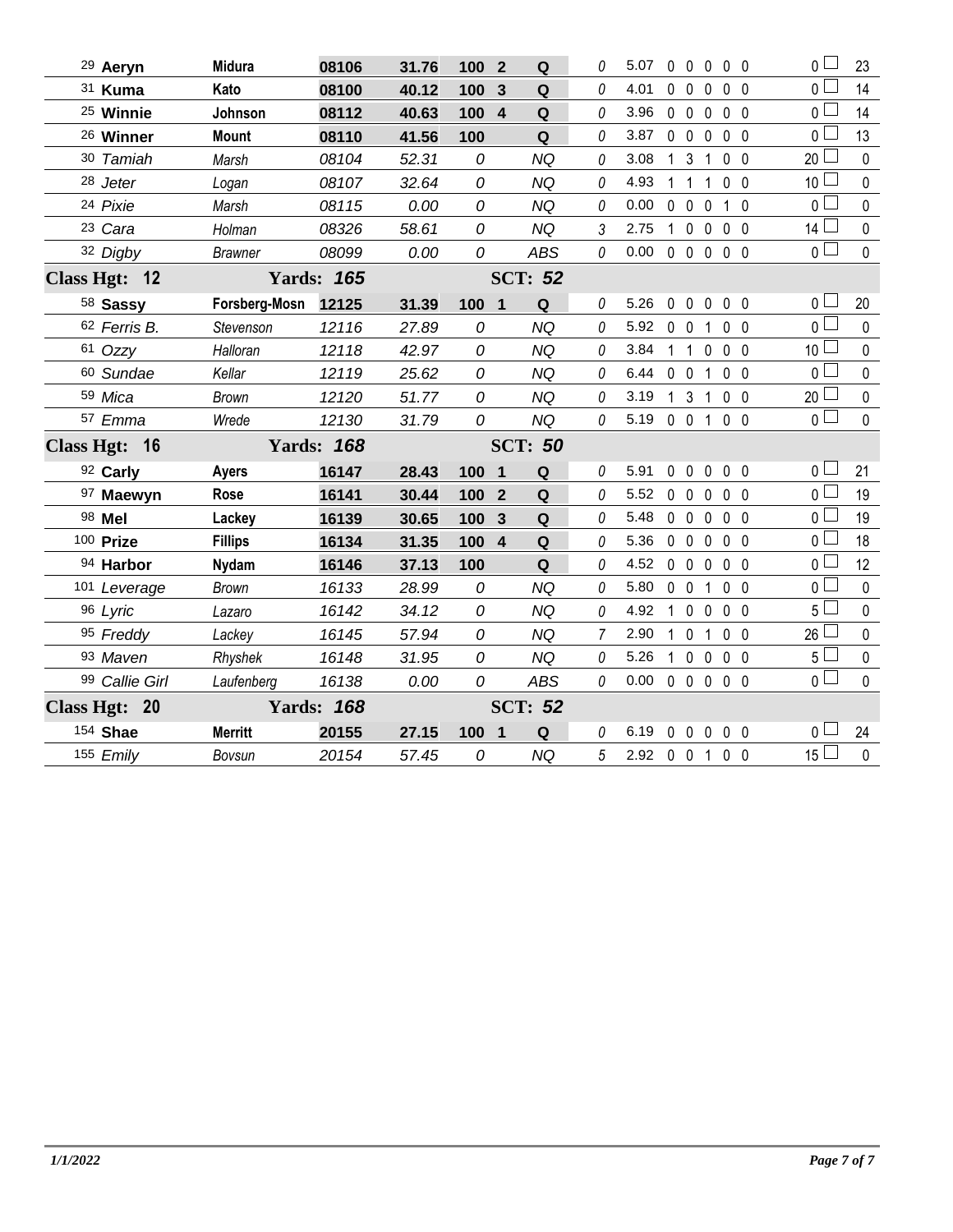| | | | | | | | | | | | | | | |
|---|---|---|---|---|---|---|---|---|---|---|---|---|---|---|
| 29 **Aeryn** | **Midura** | **08106** | **31.76** | **100** | **2** | **Q** | 0 | 5.07 | 0 | 0 | 0 | 0 0 | 0 | 23 |
| 31 **Kuma** | **Kato** | **08100** | **40.12** | **100** | **3** | **Q** | 0 | 4.01 | 0 | 0 | 0 | 0 0 | 0 | 14 |
| 25 **Winnie** | **Johnson** | **08112** | **40.63** | **100** | **4** | **Q** | 0 | 3.96 | 0 | 0 | 0 | 0 0 | 0 | 14 |
| 26 **Winner** | **Mount** | **08110** | **41.56** | **100** | | **Q** | 0 | 3.87 | 0 | 0 | 0 | 0 0 | 0 | 13 |
| 30 *Tamiah* | *Marsh* | *08104* | *52.31* | *0* | | *NQ* | 0 | 3.08 | 1 | 3 | 1 | 0 0 | 20 | 0 |
| 28 *Jeter* | *Logan* | *08107* | *32.64* | *0* | | *NQ* | 0 | 4.93 | 1 | 1 | 1 | 0 0 | 10 | 0 |
| 24 *Pixie* | *Marsh* | *08115* | *0.00* | *0* | | *NQ* | 0 | 0.00 | 0 | 0 | 0 | 1 0 | 0 | 0 |
| 23 *Cara* | *Holman* | *08326* | *58.61* | *0* | | *NQ* | 3 | 2.75 | 1 | 0 | 0 | 0 0 | 14 | 0 |
| 32 *Digby* | *Brawner* | *08099* | *0.00* | *0* | | *ABS* | 0 | 0.00 | 0 | 0 | 0 | 0 0 | 0 | 0 |
| **Class Hgt: 12** | | **Yards: 165** | | | | **SCT: 52** | | | | | | | | |
| 58 **Sassy** | **Forsberg-Mosn** | **12125** | **31.39** | **100** | **1** | **Q** | 0 | 5.26 | 0 | 0 | 0 | 0 0 | 0 | 20 |
| 62 *Ferris B.* | *Stevenson* | *12116* | *27.89* | *0* | | *NQ* | 0 | 5.92 | 0 | 0 | 1 | 0 0 | 0 | 0 |
| 61 *Ozzy* | *Halloran* | *12118* | *42.97* | *0* | | *NQ* | 0 | 3.84 | 1 | 1 | 0 | 0 0 | 10 | 0 |
| 60 *Sundae* | *Kellar* | *12119* | *25.62* | *0* | | *NQ* | 0 | 6.44 | 0 | 0 | 1 | 0 0 | 0 | 0 |
| 59 *Mica* | *Brown* | *12120* | *51.77* | *0* | | *NQ* | 0 | 3.19 | 1 | 3 | 1 | 0 0 | 20 | 0 |
| 57 *Emma* | *Wrede* | *12130* | *31.79* | *0* | | *NQ* | 0 | 5.19 | 0 | 0 | 1 | 0 0 | 0 | 0 |
| **Class Hgt: 16** | | **Yards: 168** | | | | **SCT: 50** | | | | | | | | |
| 92 **Carly** | **Ayers** | **16147** | **28.43** | **100** | **1** | **Q** | 0 | 5.91 | 0 | 0 | 0 | 0 0 | 0 | 21 |
| 97 **Maewyn** | **Rose** | **16141** | **30.44** | **100** | **2** | **Q** | 0 | 5.52 | 0 | 0 | 0 | 0 0 | 0 | 19 |
| 98 **Mel** | **Lackey** | **16139** | **30.65** | **100** | **3** | **Q** | 0 | 5.48 | 0 | 0 | 0 | 0 0 | 0 | 19 |
| 100 **Prize** | **Fillips** | **16134** | **31.35** | **100** | **4** | **Q** | 0 | 5.36 | 0 | 0 | 0 | 0 0 | 0 | 18 |
| 94 **Harbor** | **Nydam** | **16146** | **37.13** | **100** | | **Q** | 0 | 4.52 | 0 | 0 | 0 | 0 0 | 0 | 12 |
| 101 *Leverage* | *Brown* | *16133* | *28.99* | *0* | | *NQ* | 0 | 5.80 | 0 | 0 | 1 | 0 0 | 0 | 0 |
| 96 *Lyric* | *Lazaro* | *16142* | *34.12* | *0* | | *NQ* | 0 | 4.92 | 1 | 0 | 0 | 0 0 | 5 | 0 |
| 95 *Freddy* | *Lackey* | *16145* | *57.94* | *0* | | *NQ* | 7 | 2.90 | 1 | 0 | 1 | 0 0 | 26 | 0 |
| 93 *Maven* | *Rhyshek* | *16148* | *31.95* | *0* | | *NQ* | 0 | 5.26 | 1 | 0 | 0 | 0 0 | 5 | 0 |
| 99 *Callie Girl* | *Laufenberg* | *16138* | *0.00* | *0* | | *ABS* | 0 | 0.00 | 0 | 0 | 0 | 0 0 | 0 | 0 |
| **Class Hgt: 20** | | **Yards: 168** | | | | **SCT: 52** | | | | | | | | |
| 154 **Shae** | **Merritt** | **20155** | **27.15** | **100** | **1** | **Q** | 0 | 6.19 | 0 | 0 | 0 | 0 0 | 0 | 24 |
| 155 *Emily* | *Bovsun* | *20154* | *57.45* | *0* | | *NQ* | 5 | 2.92 | 0 | 0 | 1 | 0 0 | 15 | 0 |

*1/1/2022*